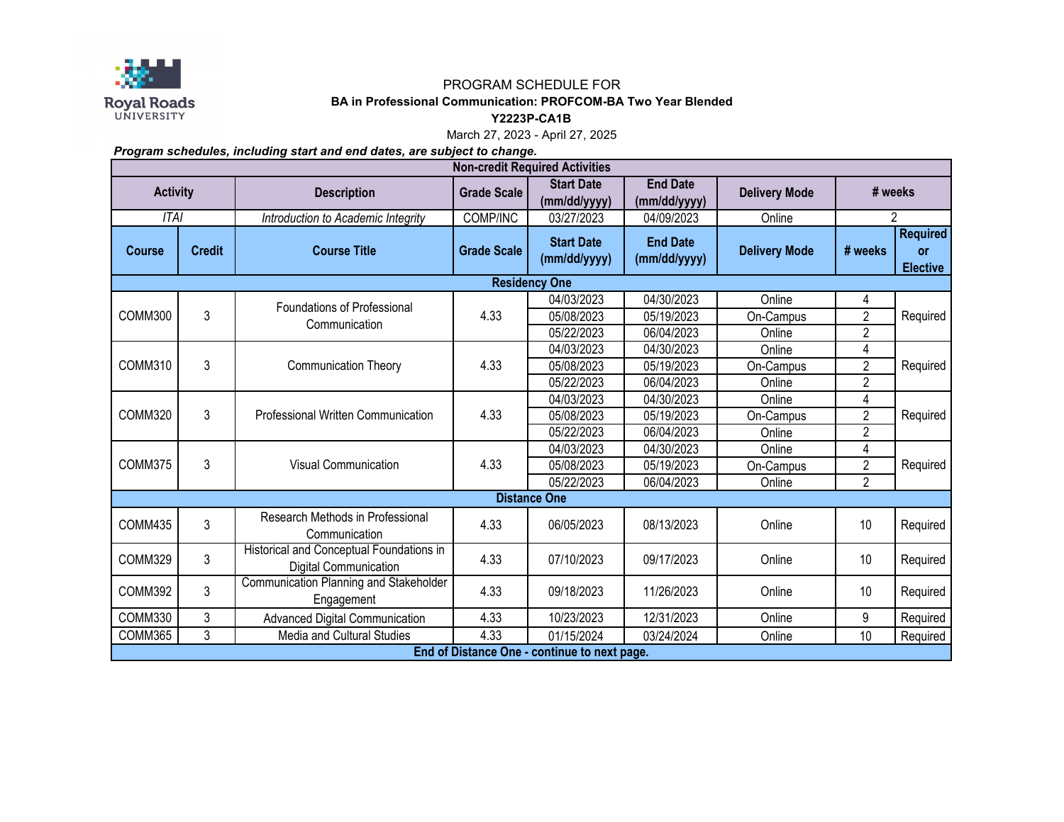Royal Roads University

PROGRAM SCHEDULE FOR

**BA in Professional Communication: PROFCOM-BA Two Year Blended**

**Y2223P-CA1B**

March 27, 2023 - April 27, 2025

***Program schedules, including start and end dates, are subject to change.***

| **Non-credit Required Activities** | | | | | | | | |
|---|---|---|---|---|---|---|---|---|
| **Activity** | | **Description** | **Grade Scale** | **Start Date (mm/dd/yyyy)** | **End Date (mm/dd/yyyy)** | **Delivery Mode** | **# weeks** | |
| *ITAI* | | *Introduction to Academic Integrity* | COMP/INC | 03/27/2023 | 04/09/2023 | Online | 2 | |
| **Course** | **Credit** | **Course Title** | **Grade Scale** | **Start Date (mm/dd/yyyy)** | **End Date (mm/dd/yyyy)** | **Delivery Mode** | **# weeks** | **Required or Elective** |
| **Residency One** | | | | | | | | |
| COMM300 | 3 | Foundations of Professional Communication | 4.33 | 04/03/2023 | 04/30/2023 | Online | 4 | Required |
| | | | | 05/08/2023 | 05/19/2023 | On-Campus | 2 | |
| | | | | 05/22/2023 | 06/04/2023 | Online | 2 | |
| COMM310 | 3 | Communication Theory | 4.33 | 04/03/2023 | 04/30/2023 | Online | 4 | Required |
| | | | | 05/08/2023 | 05/19/2023 | On-Campus | 2 | |
| | | | | 05/22/2023 | 06/04/2023 | Online | 2 | |
| COMM320 | 3 | Professional Written Communication | 4.33 | 04/03/2023 | 04/30/2023 | Online | 4 | Required |
| | | | | 05/08/2023 | 05/19/2023 | On-Campus | 2 | |
| | | | | 05/22/2023 | 06/04/2023 | Online | 2 | |
| COMM375 | 3 | Visual Communication | 4.33 | 04/03/2023 | 04/30/2023 | Online | 4 | Required |
| | | | | 05/08/2023 | 05/19/2023 | On-Campus | 2 | |
| | | | | 05/22/2023 | 06/04/2023 | Online | 2 | |
| **Distance One** | | | | | | | | |
| COMM435 | 3 | Research Methods in Professional Communication | 4.33 | 06/05/2023 | 08/13/2023 | Online | 10 | Required |
| COMM329 | 3 | Historical and Conceptual Foundations in Digital Communication | 4.33 | 07/10/2023 | 09/17/2023 | Online | 10 | Required |
| COMM392 | 3 | Communication Planning and Stakeholder Engagement | 4.33 | 09/18/2023 | 11/26/2023 | Online | 10 | Required |
| COMM330 | 3 | Advanced Digital Communication | 4.33 | 10/23/2023 | 12/31/2023 | Online | 9 | Required |
| COMM365 | 3 | Media and Cultural Studies | 4.33 | 01/15/2024 | 03/24/2024 | Online | 10 | Required |
| **End of Distance One - continue to next page.** | | | | | | | | |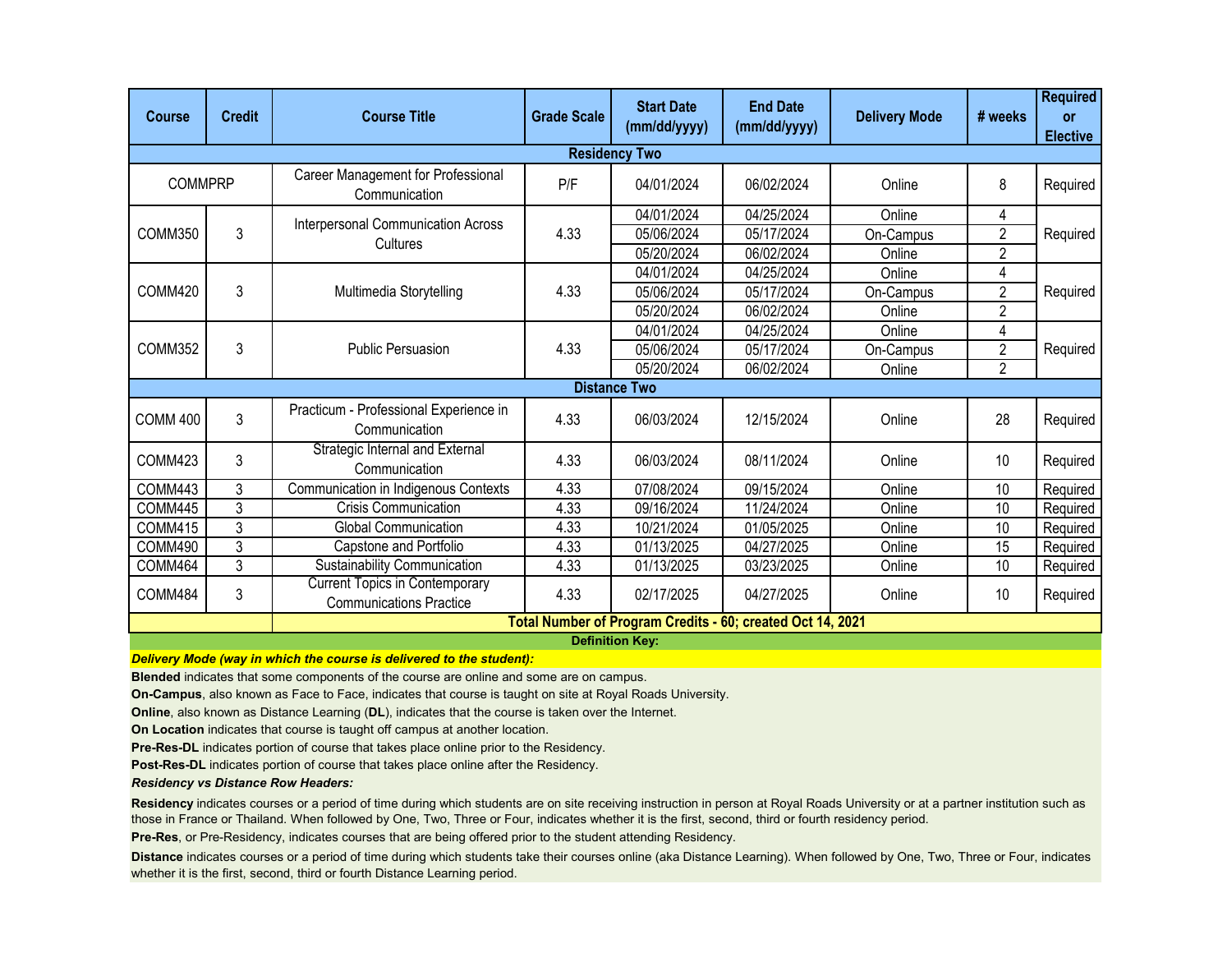| Course | Credit | Course Title | Grade Scale | Start Date (mm/dd/yyyy) | End Date (mm/dd/yyyy) | Delivery Mode | # weeks | Required or Elective |
|---|---|---|---|---|---|---|---|---|
| **Residency Two** | | | | | | | | |
| COMMPRP | | Career Management for Professional Communication | P/F | 04/01/2024 | 06/02/2024 | Online | 8 | Required |
| COMM350 | 3 | Interpersonal Communication Across Cultures | 4.33 | 04/01/2024 | 04/25/2024 | Online | 4 | Required |
| | | | | 05/06/2024 | 05/17/2024 | On-Campus | 2 | |
| | | | | 05/20/2024 | 06/02/2024 | Online | 2 | |
| COMM420 | 3 | Multimedia Storytelling | 4.33 | 04/01/2024 | 04/25/2024 | Online | 4 | Required |
| | | | | 05/06/2024 | 05/17/2024 | On-Campus | 2 | |
| | | | | 05/20/2024 | 06/02/2024 | Online | 2 | |
| COMM352 | 3 | Public Persuasion | 4.33 | 04/01/2024 | 04/25/2024 | Online | 4 | Required |
| | | | | 05/06/2024 | 05/17/2024 | On-Campus | 2 | |
| | | | | 05/20/2024 | 06/02/2024 | Online | 2 | |
| **Distance Two** | | | | | | | | |
| COMM 400 | 3 | Practicum - Professional Experience in Communication | 4.33 | 06/03/2024 | 12/15/2024 | Online | 28 | Required |
| COMM423 | 3 | Strategic Internal and External Communication | 4.33 | 06/03/2024 | 08/11/2024 | Online | 10 | Required |
| COMM443 | 3 | Communication in Indigenous Contexts | 4.33 | 07/08/2024 | 09/15/2024 | Online | 10 | Required |
| COMM445 | 3 | Crisis Communication | 4.33 | 09/16/2024 | 11/24/2024 | Online | 10 | Required |
| COMM415 | 3 | Global Communication | 4.33 | 10/21/2024 | 01/05/2025 | Online | 10 | Required |
| COMM490 | 3 | Capstone and Portfolio | 4.33 | 01/13/2025 | 04/27/2025 | Online | 15 | Required |
| COMM464 | 3 | Sustainability Communication | 4.33 | 01/13/2025 | 03/23/2025 | Online | 10 | Required |
| COMM484 | 3 | Current Topics in Contemporary Communications Practice | 4.33 | 02/17/2025 | 04/27/2025 | Online | 10 | Required |
| | | **Total Number of Program Credits - 60; created Oct 14, 2021** | | | | | | |

**Definition Key:**

***Delivery Mode (way in which the course is delivered to the student):***

**Blended** indicates that some components of the course are online and some are on campus.

**On-Campus**, also known as Face to Face, indicates that course is taught on site at Royal Roads University.

**Online**, also known as Distance Learning (**DL**), indicates that the course is taken over the Internet.

**On Location** indicates that course is taught off campus at another location.

**Pre-Res-DL** indicates portion of course that takes place online prior to the Residency.

**Post-Res-DL** indicates portion of course that takes place online after the Residency.

***Residency vs Distance Row Headers:***

**Residency** indicates courses or a period of time during which students are on site receiving instruction in person at Royal Roads University or at a partner institution such as those in France or Thailand. When followed by One, Two, Three or Four, indicates whether it is the first, second, third or fourth residency period.

**Pre-Res**, or Pre-Residency, indicates courses that are being offered prior to the student attending Residency.

**Distance** indicates courses or a period of time during which students take their courses online (aka Distance Learning). When followed by One, Two, Three or Four, indicates whether it is the first, second, third or fourth Distance Learning period.